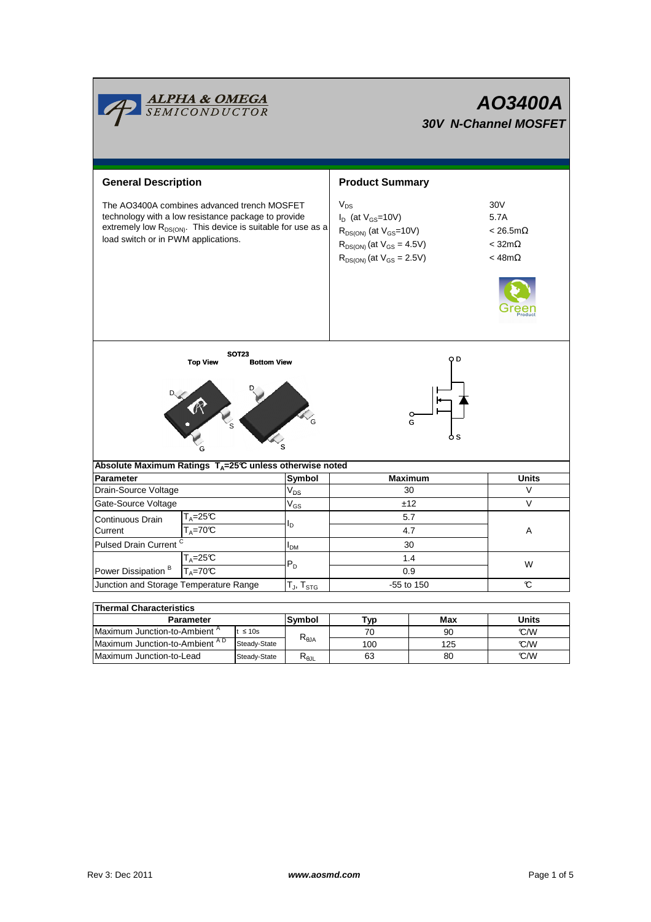ALPHA & OMEGA SEMICONDUCTOR

# AO3400A

## 30V N-Channel MOSFET

## General Description

The AO3400A combines advanced trench MOSFET technology with a low resistance package to provide extremely low $R_{DS(ON)}$. This device is suitable for use as a load switch or in PWM applications.

## Product Summary

| | |
|---|---|
| $V_{DS}$ | 30V |
| $I_D$ (at $V_{GS}$=10V) | 5.7A |
| $R_{DS(ON)}$ (at $V_{GS}$=10V) | < 26.5mΩ |
| $R_{DS(ON)}$ (at $V_{GS}$ = 4.5V) | < 32mΩ |
| $R_{DS(ON)}$ (at $V_{GS}$ = 2.5V) | < 48mΩ |

Green Product

SOT23

Top View — Bottom View

D, G, S

### Absolute Maximum Ratings $T_A$=25°C unless otherwise noted

| Parameter | | Symbol | Maximum | Units |
|---|---|---|---|---|
| Drain-Source Voltage | | $V_{DS}$ | 30 | V |
| Gate-Source Voltage | | $V_{GS}$ | ±12 | V |
| Continuous Drain Current | $T_A$=25°C | $I_D$ | 5.7 | A |
| | $T_A$=70°C | | 4.7 | |
| Pulsed Drain Current [C] | | $I_{DM}$ | 30 | |
| Power Dissipation [B] | $T_A$=25°C | $P_D$ | 1.4 | W |
| | $T_A$=70°C | | 0.9 | |
| Junction and Storage Temperature Range | | $T_J$, $T_{STG}$ | -55 to 150 | °C |

### Thermal Characteristics

| Parameter | | Symbol | Typ | Max | Units |
|---|---|---|---|---|---|
| Maximum Junction-to-Ambient [A] | t ≤ 10s | $R_{θJA}$ | 70 | 90 | °C/W |
| Maximum Junction-to-Ambient [A D] | Steady-State | | 100 | 125 | °C/W |
| Maximum Junction-to-Lead | Steady-State | $R_{θJL}$ | 63 | 80 | °C/W |

Rev 3: Dec 2011 — www.aosmd.com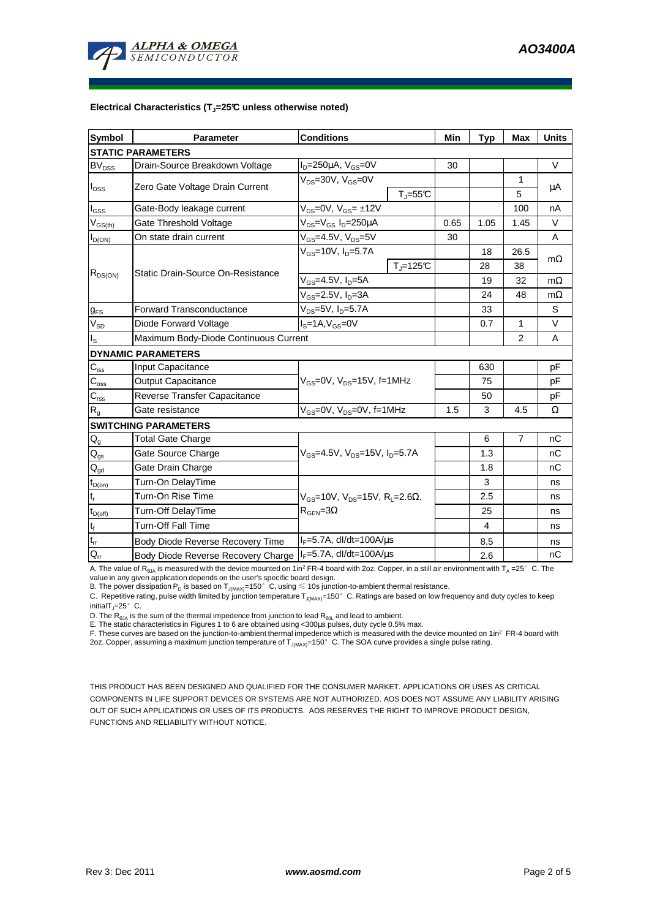**Electrical Characteristics ($T_J$=25°C unless otherwise noted)**

| Symbol | Parameter | Conditions | | Min | Typ | Max | Units |
|---|---|---|---|---|---|---|---|
| **STATIC PARAMETERS** | | | | | | | |
| $BV_{DSS}$ | Drain-Source Breakdown Voltage | $I_D$=250µA, $V_{GS}$=0V | | 30 | | | V |
| $I_{DSS}$ | Zero Gate Voltage Drain Current | $V_{DS}$=30V, $V_{GS}$=0V | | | | 1 | µA |
| | | | $T_J$=55°C | | | 5 | |
| $I_{GSS}$ | Gate-Body leakage current | $V_{DS}$=0V, $V_{GS}$= ±12V | | | | 100 | nA |
| $V_{GS(th)}$ | Gate Threshold Voltage | $V_{DS}$=$V_{GS}$ $I_D$=250µA | | 0.65 | 1.05 | 1.45 | V |
| $I_{D(ON)}$ | On state drain current | $V_{GS}$=4.5V, $V_{DS}$=5V | | 30 | | | A |
| $R_{DS(ON)}$ | Static Drain-Source On-Resistance | $V_{GS}$=10V, $I_D$=5.7A | | | 18 | 26.5 | mΩ |
| | | | $T_J$=125°C | | 28 | 38 | |
| | | $V_{GS}$=4.5V, $I_D$=5A | | | 19 | 32 | mΩ |
| | | $V_{GS}$=2.5V, $I_D$=3A | | | 24 | 48 | mΩ |
| $g_{FS}$ | Forward Transconductance | $V_{DS}$=5V, $I_D$=5.7A | | | 33 | | S |
| $V_{SD}$ | Diode Forward Voltage | $I_S$=1A,$V_{GS}$=0V | | | 0.7 | 1 | V |
| $I_S$ | Maximum Body-Diode Continuous Current | | | | | 2 | A |
| **DYNAMIC PARAMETERS** | | | | | | | |
| $C_{iss}$ | Input Capacitance | $V_{GS}$=0V, $V_{DS}$=15V, f=1MHz | | | 630 | | pF |
| $C_{oss}$ | Output Capacitance | | | | 75 | | pF |
| $C_{rss}$ | Reverse Transfer Capacitance | | | | 50 | | pF |
| $R_g$ | Gate resistance | $V_{GS}$=0V, $V_{DS}$=0V, f=1MHz | | 1.5 | 3 | 4.5 | Ω |
| **SWITCHING PARAMETERS** | | | | | | | |
| $Q_g$ | Total Gate Charge | $V_{GS}$=4.5V, $V_{DS}$=15V, $I_D$=5.7A | | | 6 | 7 | nC |
| $Q_{gs}$ | Gate Source Charge | | | | 1.3 | | nC |
| $Q_{gd}$ | Gate Drain Charge | | | | 1.8 | | nC |
| $t_{D(on)}$ | Turn-On DelayTime | $V_{GS}$=10V, $V_{DS}$=15V, $R_L$=2.6Ω, $R_{GEN}$=3Ω | | | 3 | | ns |
| $t_r$ | Turn-On Rise Time | | | | 2.5 | | ns |
| $t_{D(off)}$ | Turn-Off DelayTime | | | | 25 | | ns |
| $t_f$ | Turn-Off Fall Time | | | | 4 | | ns |
| $t_{rr}$ | Body Diode Reverse Recovery Time | $I_F$=5.7A, dI/dt=100A/µs | | | 8.5 | | ns |
| $Q_{rr}$ | Body Diode Reverse Recovery Charge | $I_F$=5.7A, dI/dt=100A/µs | | | 2.6 | | nC |

A. The value of $R_{\theta JA}$ is measured with the device mounted on 1in² FR-4 board with 2oz. Copper, in a still air environment with $T_A$ =25° C. The value in any given application depends on the user's specific board design.
B. The power dissipation $P_D$ is based on $T_{J(MAX)}$=150° C, using ≤ 10s junction-to-ambient thermal resistance.
C. Repetitive rating, pulse width limited by junction temperature $T_{J(MAX)}$=150° C. Ratings are based on low frequency and duty cycles to keep initial$T_J$=25° C.
D. The $R_{\theta JA}$ is the sum of the thermal impedence from junction to lead $R_{\theta JL}$ and lead to ambient.
E. The static characteristics in Figures 1 to 6 are obtained using <300µs pulses, duty cycle 0.5% max.
F. These curves are based on the junction-to-ambient thermal impedence which is measured with the device mounted on 1in² FR-4 board with 2oz. Copper, assuming a maximum junction temperature of $T_{J(MAX)}$=150° C. The SOA curve provides a single pulse rating.

THIS PRODUCT HAS BEEN DESIGNED AND QUALIFIED FOR THE CONSUMER MARKET. APPLICATIONS OR USES AS CRITICAL COMPONENTS IN LIFE SUPPORT DEVICES OR SYSTEMS ARE NOT AUTHORIZED. AOS DOES NOT ASSUME ANY LIABILITY ARISING OUT OF SUCH APPLICATIONS OR USES OF ITS PRODUCTS. AOS RESERVES THE RIGHT TO IMPROVE PRODUCT DESIGN, FUNCTIONS AND RELIABILITY WITHOUT NOTICE.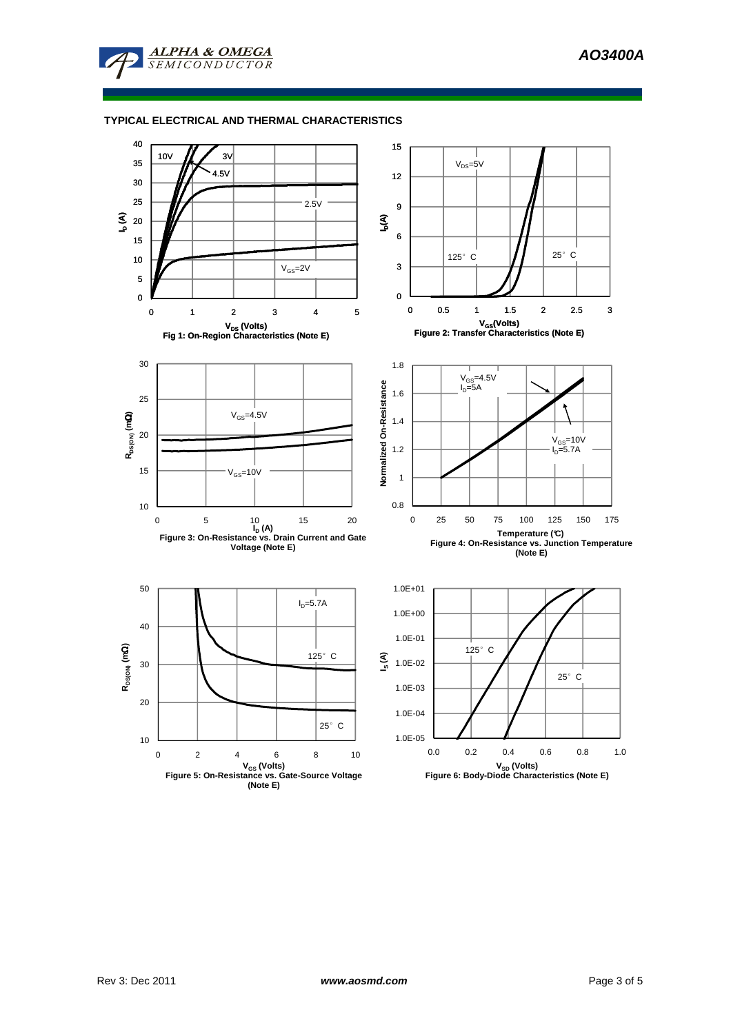## TYPICAL ELECTRICAL AND THERMAL CHARACTERISTICS

Fig 1: On-Region Characteristics (Note E)

Figure 2: Transfer Characteristics (Note E)

Figure 3: On-Resistance vs. Drain Current and Gate Voltage (Note E)

Figure 4: On-Resistance vs. Junction Temperature (Note E)

Figure 5: On-Resistance vs. Gate-Source Voltage (Note E)

Figure 6: Body-Diode Characteristics (Note E)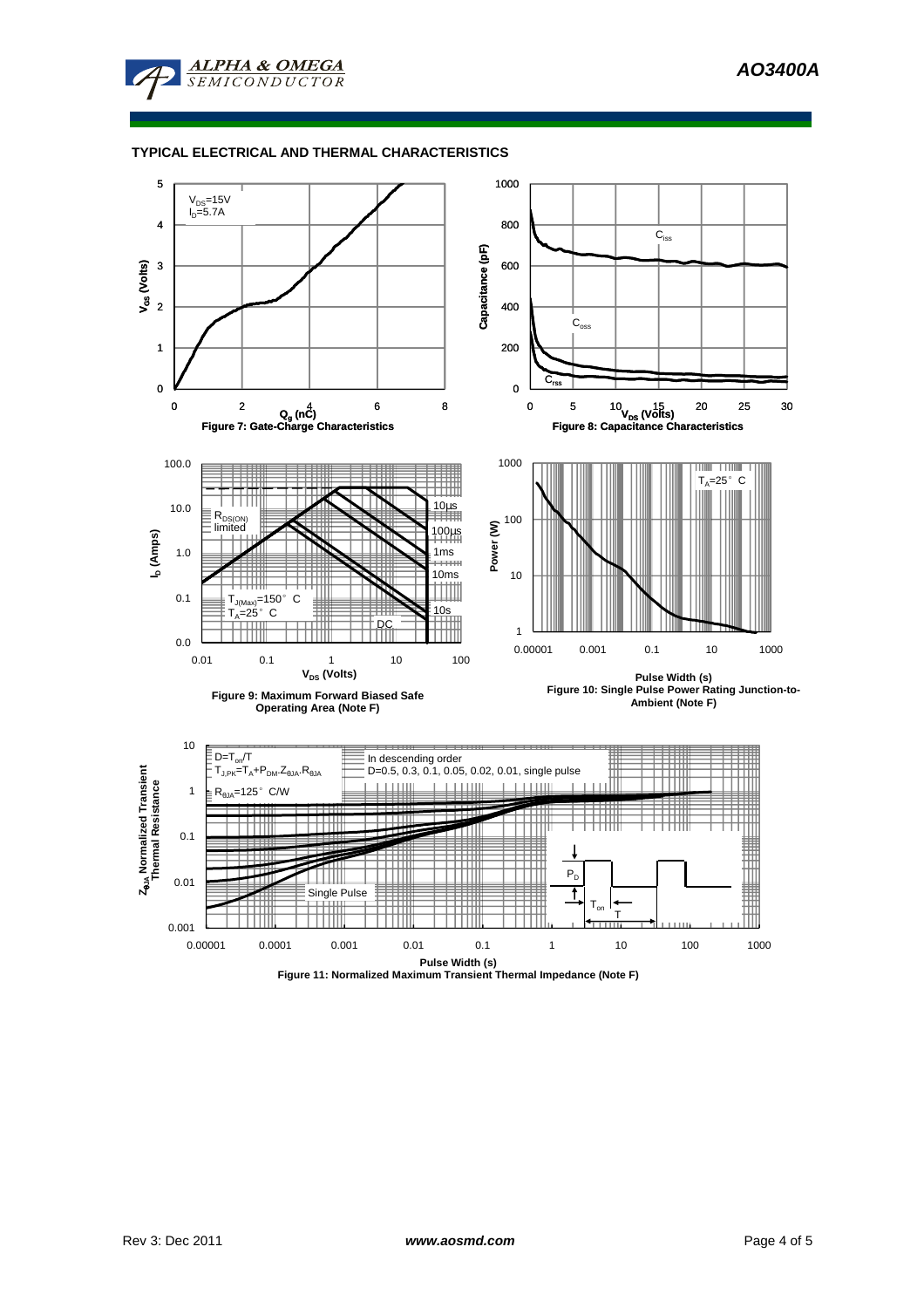## TYPICAL ELECTRICAL AND THERMAL CHARACTERISTICS

$V_{DS}$=15V
$I_D$=5.7A

**Figure 7: Gate-Charge Characteristics**

$C_{iss}$
$C_{oss}$
$C_{rss}$

**Figure 8: Capacitance Characteristics**

$R_{DS(ON)}$ limited
10µs
100µs
1ms
10ms
10s
DC
$T_{J(Max)}$=150° C
$T_A$=25° C

**Figure 9: Maximum Forward Biased Safe Operating Area (Note F)**

$T_A$=25° C

**Figure 10: Single Pulse Power Rating Junction-to-Ambient (Note F)**

D=$T_{on}$/T
$T_{J,PK}=T_A+P_{DM}.Z_{\theta JA}.R_{\theta JA}$
$R_{\theta JA}$=125° C/W
In descending order
D=0.5, 0.3, 0.1, 0.05, 0.02, 0.01, single pulse
Single Pulse
$P_D$
$T_{on}$
T

**Figure 11: Normalized Maximum Transient Thermal Impedance (Note F)**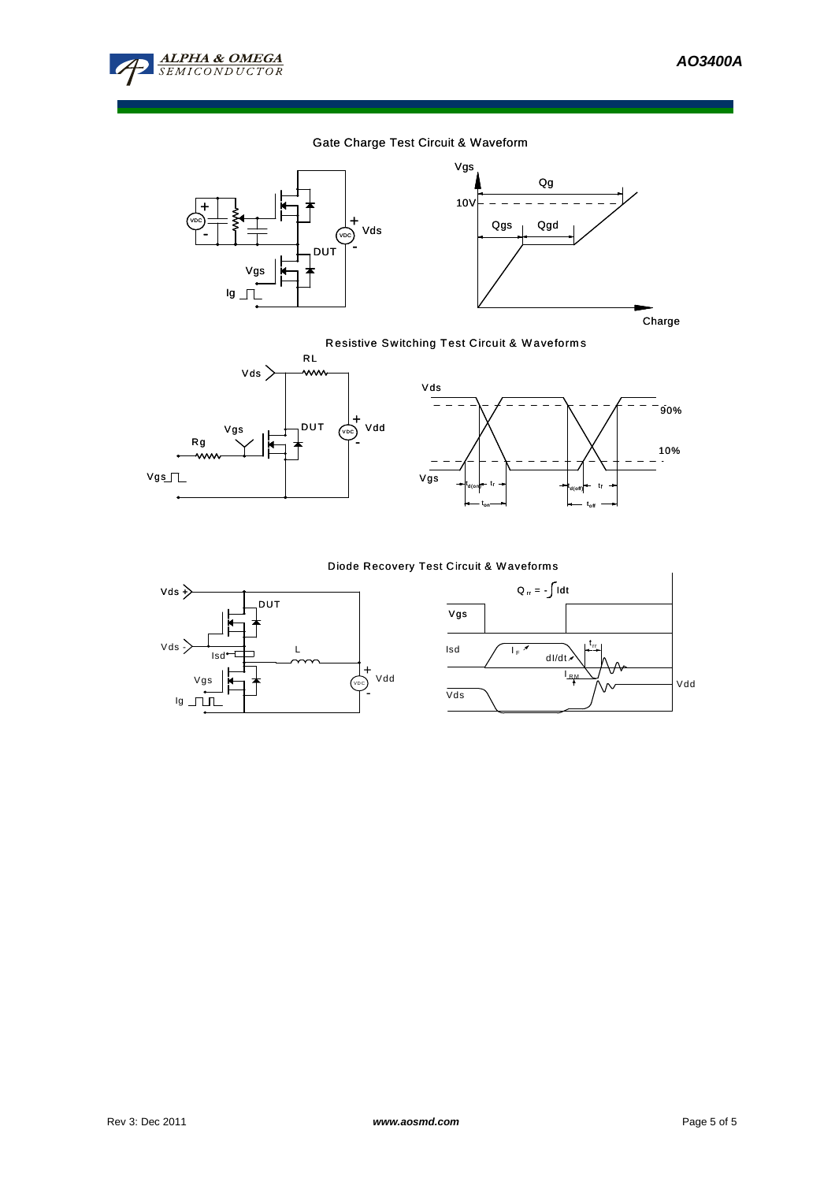## Gate Charge Test Circuit & Waveform

VDC
+
-
Vds
DUT
Vgs
Ig

Vgs
Qg
10V
Qgs
Qgd
Charge

## Resistive Switching Test Circuit & Waveforms

RL
Vds
Vgs
Rg
DUT
Vdd
Vgs

Vds
90%
10%
Vgs
$t_{d(on)}$
$t_r$
$t_{on}$
$t_{d(off)}$
$t_f$
$t_{off}$

## Diode Recovery Test Circuit & Waveforms

Vds +
DUT
Vds -
Isd
L
Vgs
Ig
Vdd

$Q_{rr} = -\int Idt$
Vgs
Isd
$I_F$
dI/dt
$t_{rr}$
$I_{RM}$
Vds
Vdd